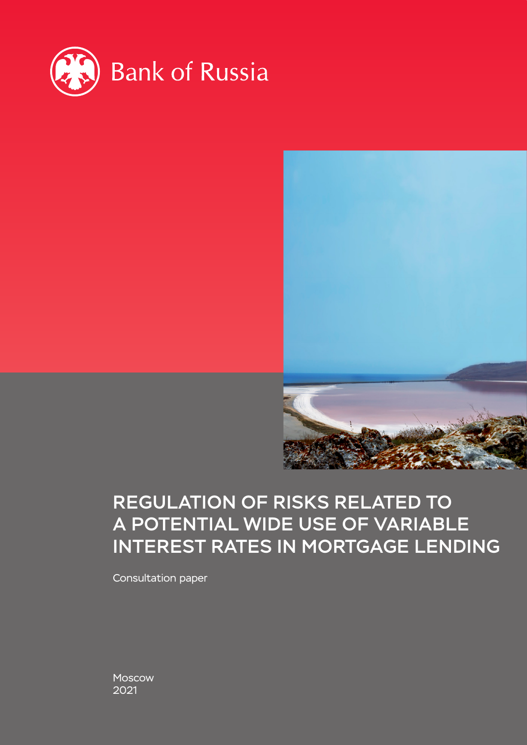Bank of Russia

# REGULATION OF RISKS RELATED TO A POTENTIAL WIDE USE OF VARIABLE INTEREST RATES IN MORTGAGE LENDING

Consultation paper

Moscow
2021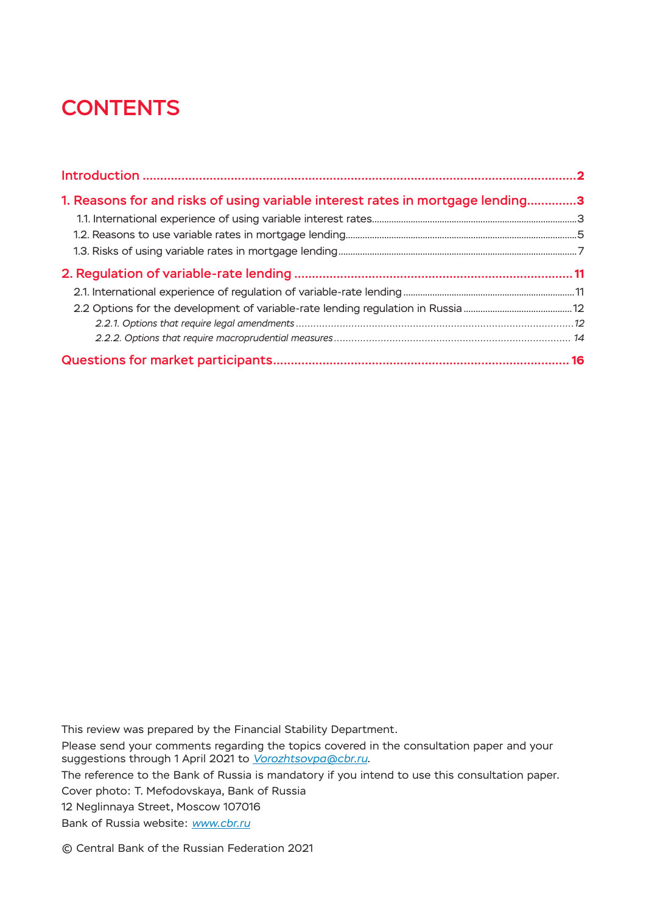# CONTENTS

**Introduction .......................................................................................................... 2**

**1. Reasons for and risks of using variable interest rates in mortgage lending.............. 3**

1.1. International experience of using variable interest rates.......................................... 3

1.2. Reasons to use variable rates in mortgage lending................................................. 5

1.3. Risks of using variable rates in mortgage lending.................................................. 7

**2. Regulation of variable-rate lending ..................................................................... 11**

2.1. International experience of regulation of variable-rate lending ................................ 11

2.2 Options for the development of variable-rate lending regulation in Russia .................. 12

*2.2.1. Options that require legal amendments ........................................................ 12*

*2.2.2. Options that require macroprudential measures ............................................. 14*

**Questions for market participants........................................................................... 16**

This review was prepared by the Financial Stability Department.

Please send your comments regarding the topics covered in the consultation paper and your suggestions through 1 April 2021 to *Vorozhtsovpa@cbr.ru*.

The reference to the Bank of Russia is mandatory if you intend to use this consultation paper.

Cover photo: T. Mefodovskaya, Bank of Russia

12 Neglinnaya Street, Moscow 107016

Bank of Russia website: *www.cbr.ru*

© Central Bank of the Russian Federation 2021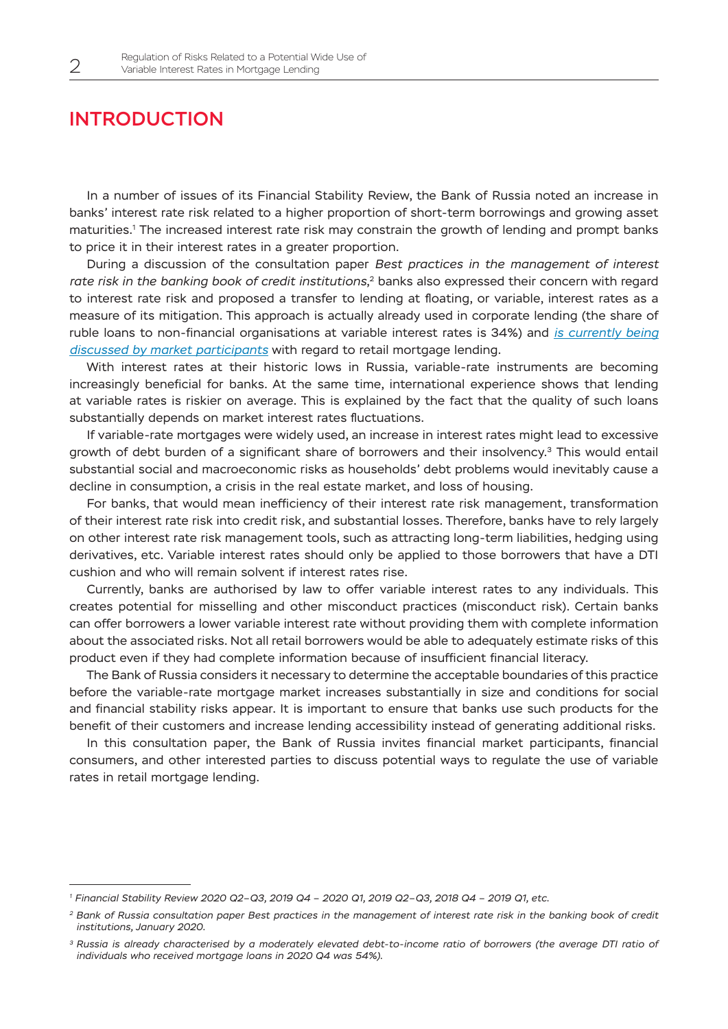# INTRODUCTION

In a number of issues of its Financial Stability Review, the Bank of Russia noted an increase in banks' interest rate risk related to a higher proportion of short-term borrowings and growing asset maturities.[1] The increased interest rate risk may constrain the growth of lending and prompt banks to price it in their interest rates in a greater proportion.

During a discussion of the consultation paper *Best practices in the management of interest rate risk in the banking book of credit institutions*,[2] banks also expressed their concern with regard to interest rate risk and proposed a transfer to lending at floating, or variable, interest rates as a measure of its mitigation. This approach is actually already used in corporate lending (the share of ruble loans to non-financial organisations at variable interest rates is 34%) and *is currently being discussed by market participants* with regard to retail mortgage lending.

With interest rates at their historic lows in Russia, variable-rate instruments are becoming increasingly beneficial for banks. At the same time, international experience shows that lending at variable rates is riskier on average. This is explained by the fact that the quality of such loans substantially depends on market interest rates fluctuations.

If variable-rate mortgages were widely used, an increase in interest rates might lead to excessive growth of debt burden of a significant share of borrowers and their insolvency.[3] This would entail substantial social and macroeconomic risks as households' debt problems would inevitably cause a decline in consumption, a crisis in the real estate market, and loss of housing.

For banks, that would mean inefficiency of their interest rate risk management, transformation of their interest rate risk into credit risk, and substantial losses. Therefore, banks have to rely largely on other interest rate risk management tools, such as attracting long-term liabilities, hedging using derivatives, etc. Variable interest rates should only be applied to those borrowers that have a DTI cushion and who will remain solvent if interest rates rise.

Currently, banks are authorised by law to offer variable interest rates to any individuals. This creates potential for misselling and other misconduct practices (misconduct risk). Certain banks can offer borrowers a lower variable interest rate without providing them with complete information about the associated risks. Not all retail borrowers would be able to adequately estimate risks of this product even if they had complete information because of insufficient financial literacy.

The Bank of Russia considers it necessary to determine the acceptable boundaries of this practice before the variable-rate mortgage market increases substantially in size and conditions for social and financial stability risks appear. It is important to ensure that banks use such products for the benefit of their customers and increase lending accessibility instead of generating additional risks.

In this consultation paper, the Bank of Russia invites financial market participants, financial consumers, and other interested parties to discuss potential ways to regulate the use of variable rates in retail mortgage lending.

---

[1] *Financial Stability Review 2020 Q2–Q3, 2019 Q4 – 2020 Q1, 2019 Q2–Q3, 2018 Q4 – 2019 Q1, etc.*

[2] *Bank of Russia consultation paper Best practices in the management of interest rate risk in the banking book of credit institutions, January 2020.*

[3] *Russia is already characterised by a moderately elevated debt-to-income ratio of borrowers (the average DTI ratio of individuals who received mortgage loans in 2020 Q4 was 54%).*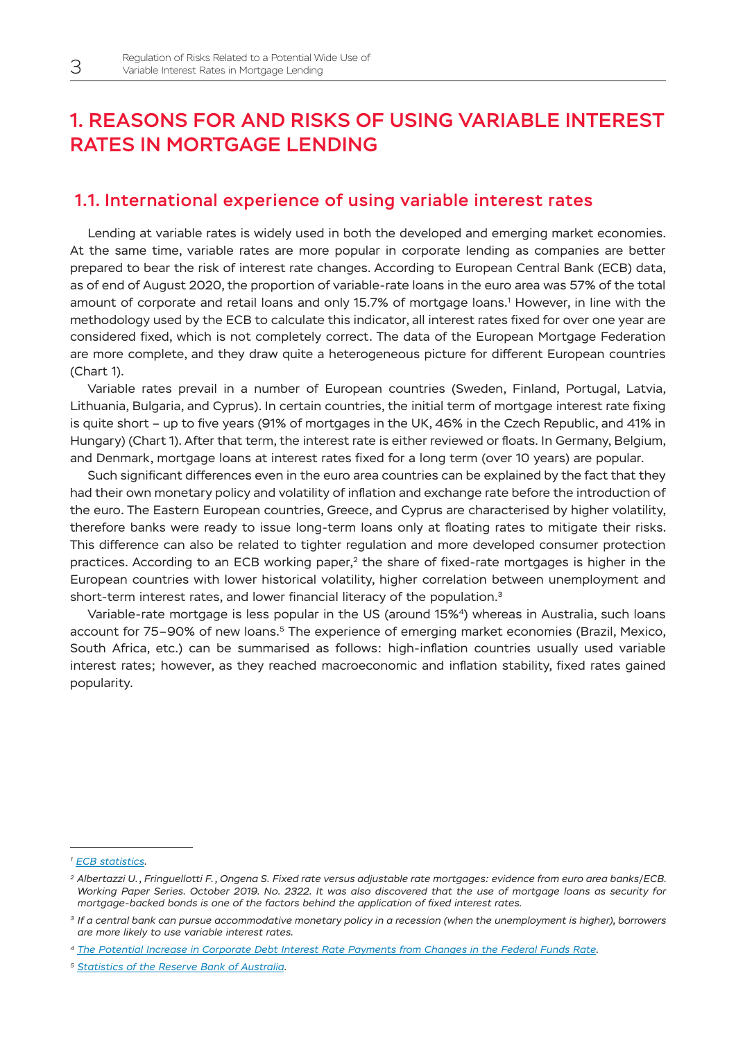# 1. REASONS FOR AND RISKS OF USING VARIABLE INTEREST RATES IN MORTGAGE LENDING

## 1.1. International experience of using variable interest rates

Lending at variable rates is widely used in both the developed and emerging market economies. At the same time, variable rates are more popular in corporate lending as companies are better prepared to bear the risk of interest rate changes. According to European Central Bank (ECB) data, as of end of August 2020, the proportion of variable-rate loans in the euro area was 57% of the total amount of corporate and retail loans and only 15.7% of mortgage loans.[1] However, in line with the methodology used by the ECB to calculate this indicator, all interest rates fixed for over one year are considered fixed, which is not completely correct. The data of the European Mortgage Federation are more complete, and they draw quite a heterogeneous picture for different European countries (Chart 1).

Variable rates prevail in a number of European countries (Sweden, Finland, Portugal, Latvia, Lithuania, Bulgaria, and Cyprus). In certain countries, the initial term of mortgage interest rate fixing is quite short – up to five years (91% of mortgages in the UK, 46% in the Czech Republic, and 41% in Hungary) (Chart 1). After that term, the interest rate is either reviewed or floats. In Germany, Belgium, and Denmark, mortgage loans at interest rates fixed for a long term (over 10 years) are popular.

Such significant differences even in the euro area countries can be explained by the fact that they had their own monetary policy and volatility of inflation and exchange rate before the introduction of the euro. The Eastern European countries, Greece, and Cyprus are characterised by higher volatility, therefore banks were ready to issue long-term loans only at floating rates to mitigate their risks. This difference can also be related to tighter regulation and more developed consumer protection practices. According to an ECB working paper,[2] the share of fixed-rate mortgages is higher in the European countries with lower historical volatility, higher correlation between unemployment and short-term interest rates, and lower financial literacy of the population.[3]

Variable-rate mortgage is less popular in the US (around 15%[4]) whereas in Australia, such loans account for 75–90% of new loans.[5] The experience of emerging market economies (Brazil, Mexico, South Africa, etc.) can be summarised as follows: high-inflation countries usually used variable interest rates; however, as they reached macroeconomic and inflation stability, fixed rates gained popularity.

---

[1] *ECB statistics.*

[2] *Albertazzi U., Fringuellotti F., Ongena S. Fixed rate versus adjustable rate mortgages: evidence from euro area banks/ECB. Working Paper Series. October 2019. No. 2322. It was also discovered that the use of mortgage loans as security for mortgage-backed bonds is one of the factors behind the application of fixed interest rates.*

[3] *If a central bank can pursue accommodative monetary policy in a recession (when the unemployment is higher), borrowers are more likely to use variable interest rates.*

[4] *The Potential Increase in Corporate Debt Interest Rate Payments from Changes in the Federal Funds Rate.*

[5] *Statistics of the Reserve Bank of Australia.*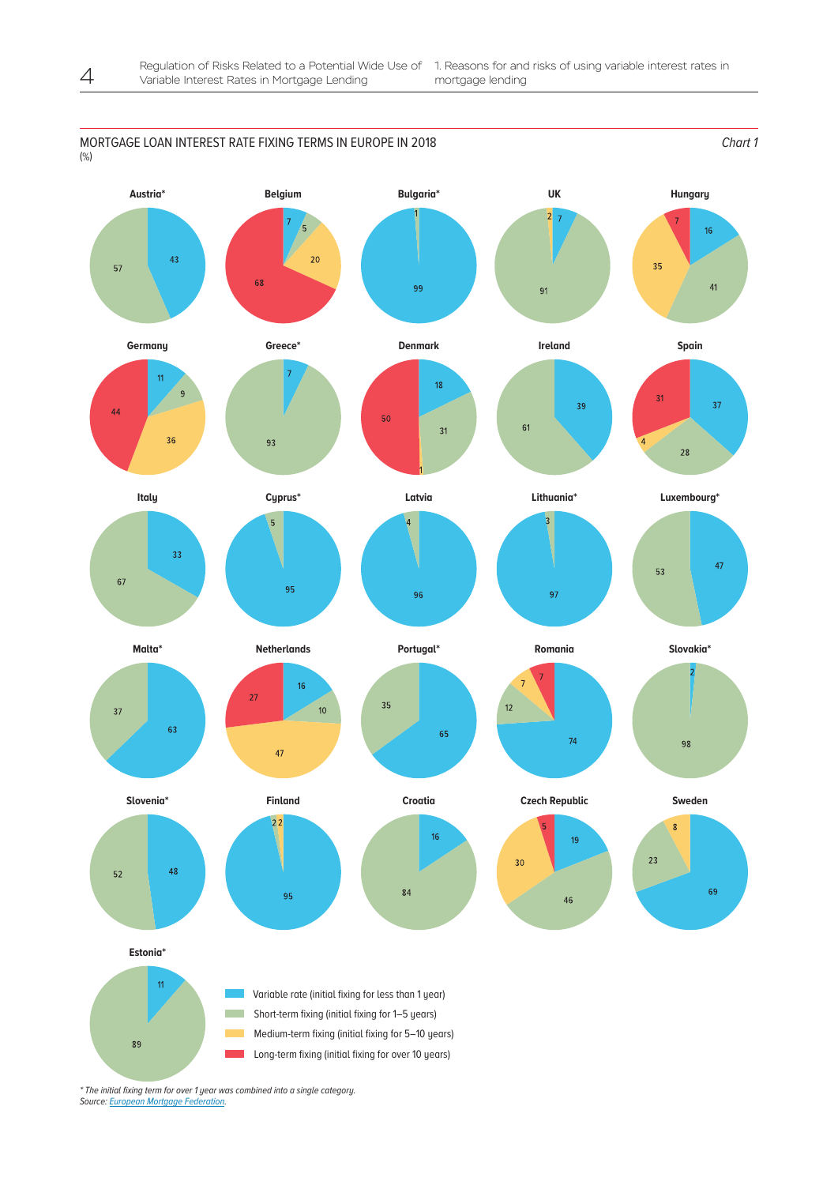MORTGAGE LOAN INTEREST RATE FIXING TERMS IN EUROPE IN 2018
(%)

*Chart 1*

| Country | Variable rate (initial fixing for less than 1 year) | Short-term fixing (initial fixing for 1–5 years) | Medium-term fixing (initial fixing for 5–10 years) | Long-term fixing (initial fixing for over 10 years) |
|---|---|---|---|---|
| Austria* | 43 | 57 | | |
| Belgium | 7 | 5 | 20 | 68 |
| Bulgaria* | 99 | 1 | | |
| UK | 7 | 91 | 2 | |
| Hungary | 16 | 41 | 35 | 7 |
| Germany | 11 | 9 | 36 | 44 |
| Greece* | 7 | 93 | | |
| Denmark | 18 | 31 | 1 | 50 |
| Ireland | 39 | 61 | | |
| Spain | 37 | 28 | 4 | 31 |
| Italy | 33 | 67 | | |
| Cyprus* | 95 | 5 | | |
| Latvia | 96 | 4 | | |
| Lithuania* | 97 | 3 | | |
| Luxembourg* | 47 | 53 | | |
| Malta* | 63 | 37 | | |
| Netherlands | 16 | 10 | 47 | 27 |
| Portugal* | 65 | 35 | | |
| Romania | 74 | 12 | 7 | 7 |
| Slovakia* | 2 | 98 | | |
| Slovenia* | 48 | 52 | | |
| Finland | 95 | 2 | 2 | |
| Croatia | 16 | 84 | | |
| Czech Republic | 19 | 46 | 30 | 5 |
| Sweden | 69 | 23 | 8 | |
| Estonia* | 11 | 89 | | |

* The initial fixing term for over 1 year was combined into a single category.
Source: European Mortgage Federation.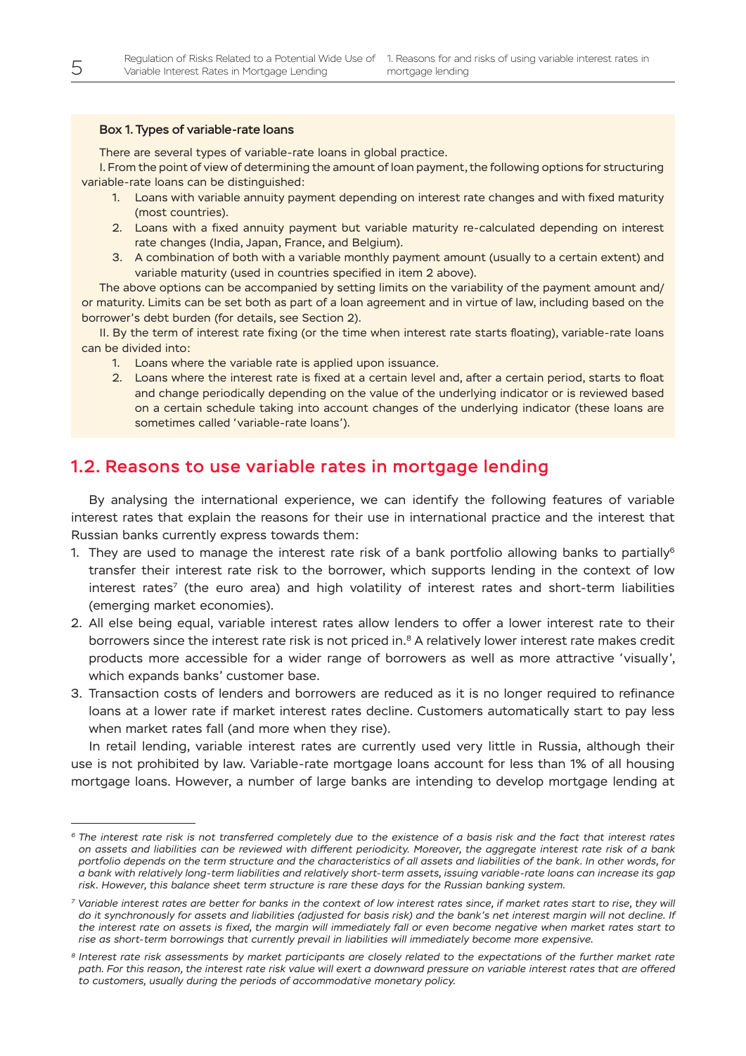**Box 1. Types of variable-rate loans**

There are several types of variable-rate loans in global practice.

I. From the point of view of determining the amount of loan payment, the following options for structuring variable-rate loans can be distinguished:

1. Loans with variable annuity payment depending on interest rate changes and with fixed maturity (most countries).
2. Loans with a fixed annuity payment but variable maturity re-calculated depending on interest rate changes (India, Japan, France, and Belgium).
3. A combination of both with a variable monthly payment amount (usually to a certain extent) and variable maturity (used in countries specified in item 2 above).

The above options can be accompanied by setting limits on the variability of the payment amount and/or maturity. Limits can be set both as part of a loan agreement and in virtue of law, including based on the borrower's debt burden (for details, see Section 2).

II. By the term of interest rate fixing (or the time when interest rate starts floating), variable-rate loans can be divided into:

1. Loans where the variable rate is applied upon issuance.
2. Loans where the interest rate is fixed at a certain level and, after a certain period, starts to float and change periodically depending on the value of the underlying indicator or is reviewed based on a certain schedule taking into account changes of the underlying indicator (these loans are sometimes called 'variable-rate loans').

## 1.2. Reasons to use variable rates in mortgage lending

By analysing the international experience, we can identify the following features of variable interest rates that explain the reasons for their use in international practice and the interest that Russian banks currently express towards them:

1. They are used to manage the interest rate risk of a bank portfolio allowing banks to partially[6] transfer their interest rate risk to the borrower, which supports lending in the context of low interest rates[7] (the euro area) and high volatility of interest rates and short-term liabilities (emerging market economies).
2. All else being equal, variable interest rates allow lenders to offer a lower interest rate to their borrowers since the interest rate risk is not priced in.[8] A relatively lower interest rate makes credit products more accessible for a wider range of borrowers as well as more attractive 'visually', which expands banks' customer base.
3. Transaction costs of lenders and borrowers are reduced as it is no longer required to refinance loans at a lower rate if market interest rates decline. Customers automatically start to pay less when market rates fall (and more when they rise).

In retail lending, variable interest rates are currently used very little in Russia, although their use is not prohibited by law. Variable-rate mortgage loans account for less than 1% of all housing mortgage loans. However, a number of large banks are intending to develop mortgage lending at

---

*[6] The interest rate risk is not transferred completely due to the existence of a basis risk and the fact that interest rates on assets and liabilities can be reviewed with different periodicity. Moreover, the aggregate interest rate risk of a bank portfolio depends on the term structure and the characteristics of all assets and liabilities of the bank. In other words, for a bank with relatively long-term liabilities and relatively short-term assets, issuing variable-rate loans can increase its gap risk. However, this balance sheet term structure is rare these days for the Russian banking system.*

*[7] Variable interest rates are better for banks in the context of low interest rates since, if market rates start to rise, they will do it synchronously for assets and liabilities (adjusted for basis risk) and the bank's net interest margin will not decline. If the interest rate on assets is fixed, the margin will immediately fall or even become negative when market rates start to rise as short-term borrowings that currently prevail in liabilities will immediately become more expensive.*

*[8] Interest rate risk assessments by market participants are closely related to the expectations of the further market rate path. For this reason, the interest rate risk value will exert a downward pressure on variable interest rates that are offered to customers, usually during the periods of accommodative monetary policy.*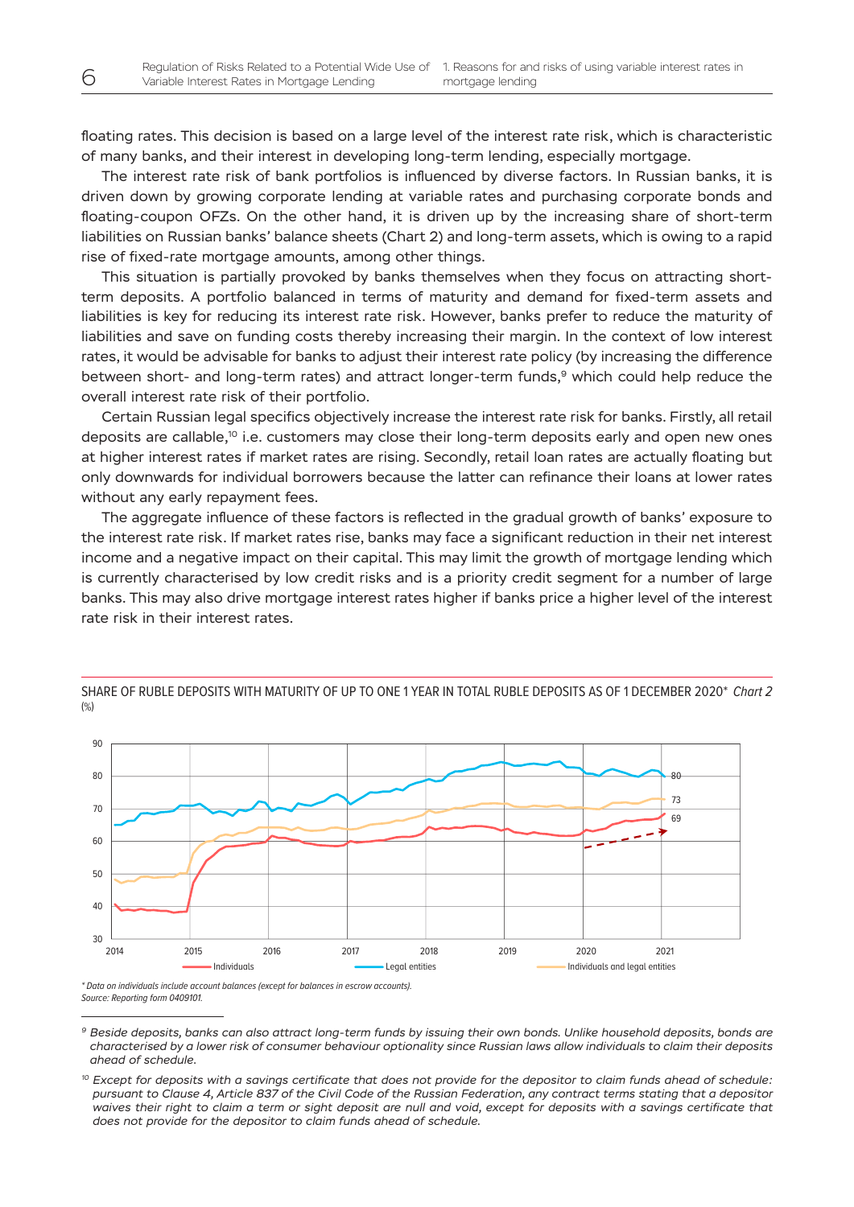floating rates. This decision is based on a large level of the interest rate risk, which is characteristic of many banks, and their interest in developing long-term lending, especially mortgage.

The interest rate risk of bank portfolios is influenced by diverse factors. In Russian banks, it is driven down by growing corporate lending at variable rates and purchasing corporate bonds and floating-coupon OFZs. On the other hand, it is driven up by the increasing share of short-term liabilities on Russian banks' balance sheets (Chart 2) and long-term assets, which is owing to a rapid rise of fixed-rate mortgage amounts, among other things.

This situation is partially provoked by banks themselves when they focus on attracting short-term deposits. A portfolio balanced in terms of maturity and demand for fixed-term assets and liabilities is key for reducing its interest rate risk. However, banks prefer to reduce the maturity of liabilities and save on funding costs thereby increasing their margin. In the context of low interest rates, it would be advisable for banks to adjust their interest rate policy (by increasing the difference between short- and long-term rates) and attract longer-term funds,[9] which could help reduce the overall interest rate risk of their portfolio.

Certain Russian legal specifics objectively increase the interest rate risk for banks. Firstly, all retail deposits are callable,[10] i.e. customers may close their long-term deposits early and open new ones at higher interest rates if market rates are rising. Secondly, retail loan rates are actually floating but only downwards for individual borrowers because the latter can refinance their loans at lower rates without any early repayment fees.

The aggregate influence of these factors is reflected in the gradual growth of banks' exposure to the interest rate risk. If market rates rise, banks may face a significant reduction in their net interest income and a negative impact on their capital. This may limit the growth of mortgage lending which is currently characterised by low credit risks and is a priority credit segment for a number of large banks. This may also drive mortgage interest rates higher if banks price a higher level of the interest rate risk in their interest rates.

SHARE OF RUBLE DEPOSITS WITH MATURITY OF UP TO ONE 1 YEAR IN TOTAL RUBLE DEPOSITS AS OF 1 DECEMBER 2020* *Chart 2*
(%)

*\* Data on individuals include account balances (except for balances in escrow accounts).*
*Source: Reporting form 0409101.*

---

[9] *Beside deposits, banks can also attract long-term funds by issuing their own bonds. Unlike household deposits, bonds are characterised by a lower risk of consumer behaviour optionality since Russian laws allow individuals to claim their deposits ahead of schedule.*

[10] *Except for deposits with a savings certificate that does not provide for the depositor to claim funds ahead of schedule: pursuant to Clause 4, Article 837 of the Civil Code of the Russian Federation, any contract terms stating that a depositor waives their right to claim a term or sight deposit are null and void, except for deposits with a savings certificate that does not provide for the depositor to claim funds ahead of schedule.*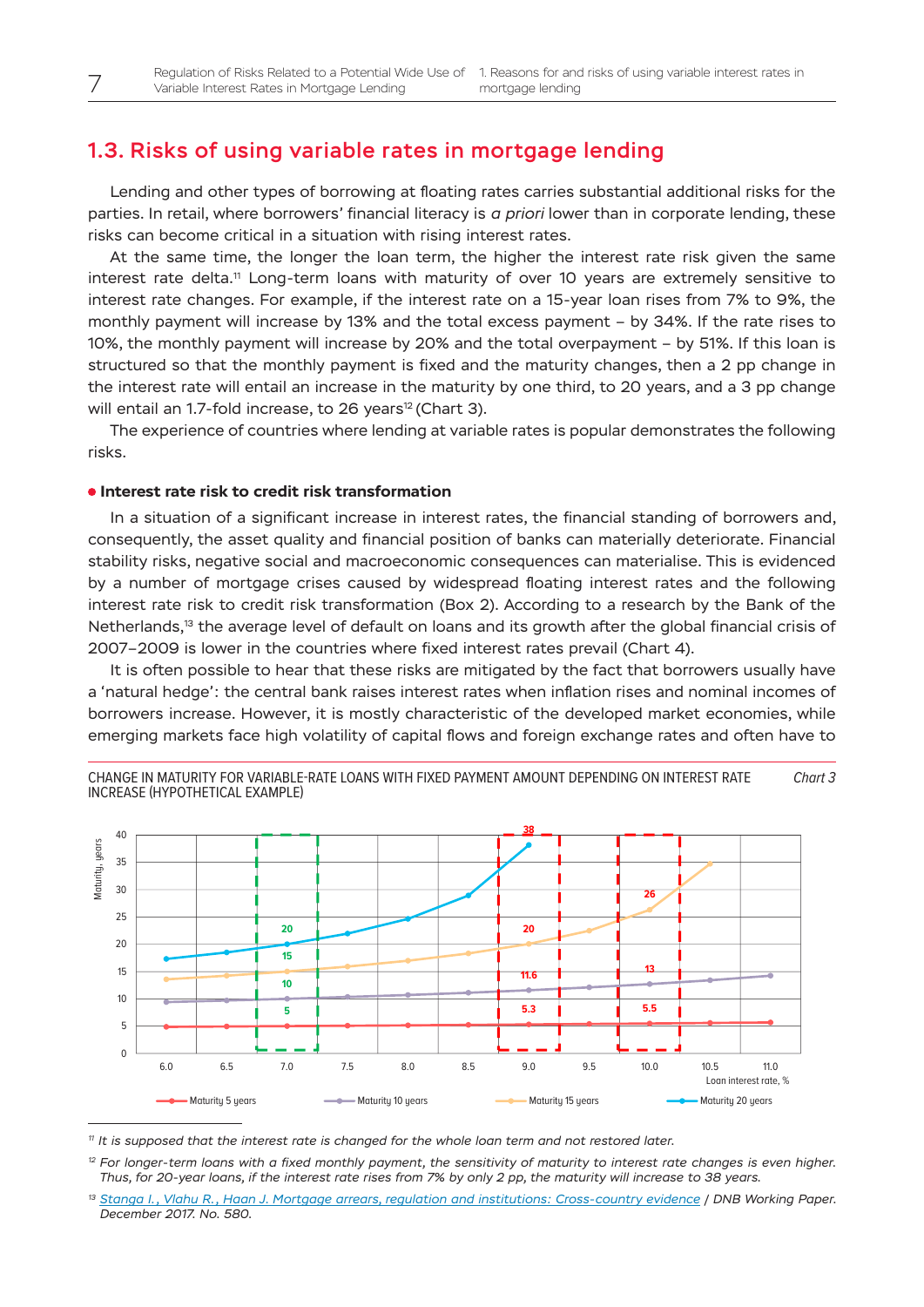## 1.3. Risks of using variable rates in mortgage lending

Lending and other types of borrowing at floating rates carries substantial additional risks for the parties. In retail, where borrowers' financial literacy is *a priori* lower than in corporate lending, these risks can become critical in a situation with rising interest rates.

At the same time, the longer the loan term, the higher the interest rate risk given the same interest rate delta.[11] Long-term loans with maturity of over 10 years are extremely sensitive to interest rate changes. For example, if the interest rate on a 15-year loan rises from 7% to 9%, the monthly payment will increase by 13% and the total excess payment – by 34%. If the rate rises to 10%, the monthly payment will increase by 20% and the total overpayment – by 51%. If this loan is structured so that the monthly payment is fixed and the maturity changes, then a 2 pp change in the interest rate will entail an increase in the maturity by one third, to 20 years, and a 3 pp change will entail an 1.7-fold increase, to 26 years[12] (Chart 3).

The experience of countries where lending at variable rates is popular demonstrates the following risks.

- **Interest rate risk to credit risk transformation**

In a situation of a significant increase in interest rates, the financial standing of borrowers and, consequently, the asset quality and financial position of banks can materially deteriorate. Financial stability risks, negative social and macroeconomic consequences can materialise. This is evidenced by a number of mortgage crises caused by widespread floating interest rates and the following interest rate risk to credit risk transformation (Box 2). According to a research by the Bank of the Netherlands,[13] the average level of default on loans and its growth after the global financial crisis of 2007–2009 is lower in the countries where fixed interest rates prevail (Chart 4).

It is often possible to hear that these risks are mitigated by the fact that borrowers usually have a 'natural hedge': the central bank raises interest rates when inflation rises and nominal incomes of borrowers increase. However, it is mostly characteristic of the developed market economies, while emerging markets face high volatility of capital flows and foreign exchange rates and often have to

CHANGE IN MATURITY FOR VARIABLE-RATE LOANS WITH FIXED PAYMENT AMOUNT DEPENDING ON INTEREST RATE INCREASE (HYPOTHETICAL EXAMPLE) *Chart 3*

| Loan interest rate, % | 7.0 | 9.0 | 10.0 |
|---|---|---|---|
| Maturity 5 years | 5 | 5.3 | 5.5 |
| Maturity 10 years | 10 | 11.6 | 13 |
| Maturity 15 years | 15 | 20 | 26 |
| Maturity 20 years | 20 | 38 | |

---

[11] *It is supposed that the interest rate is changed for the whole loan term and not restored later.*

[12] *For longer-term loans with a fixed monthly payment, the sensitivity of maturity to interest rate changes is even higher. Thus, for 20-year loans, if the interest rate rises from 7% by only 2 pp, the maturity will increase to 38 years.*

[13] *Stanga I., Vlahu R., Haan J. Mortgage arrears, regulation and institutions: Cross-country evidence / DNB Working Paper. December 2017. No. 580.*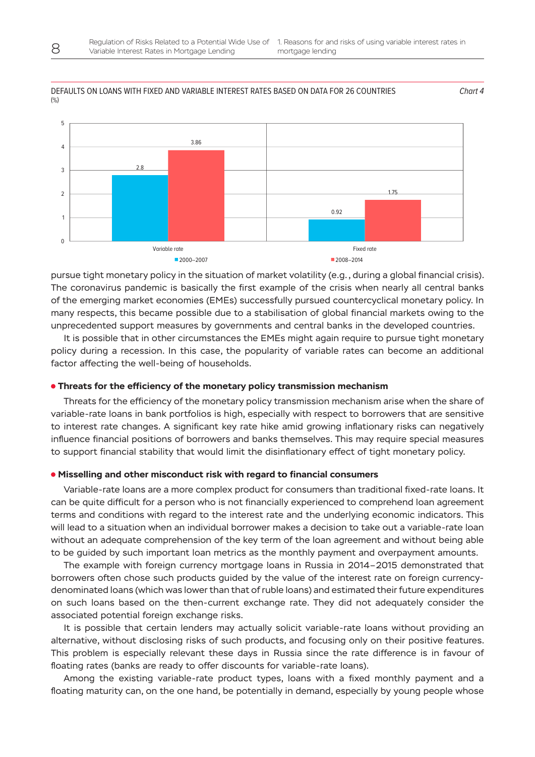DEFAULTS ON LOANS WITH FIXED AND VARIABLE INTEREST RATES BASED ON DATA FOR 26 COUNTRIES (%)

*Chart 4*

| | 2000–2007 | 2008–2014 |
|---|---|---|
| Variable rate | 2.8 | 3.86 |
| Fixed rate | 0.92 | 1.75 |

pursue tight monetary policy in the situation of market volatility (e.g., during a global financial crisis). The coronavirus pandemic is basically the first example of the crisis when nearly all central banks of the emerging market economies (EMEs) successfully pursued countercyclical monetary policy. In many respects, this became possible due to a stabilisation of global financial markets owing to the unprecedented support measures by governments and central banks in the developed countries.

It is possible that in other circumstances the EMEs might again require to pursue tight monetary policy during a recession. In this case, the popularity of variable rates can become an additional factor affecting the well-being of households.

### Threats for the efficiency of the monetary policy transmission mechanism

Threats for the efficiency of the monetary policy transmission mechanism arise when the share of variable-rate loans in bank portfolios is high, especially with respect to borrowers that are sensitive to interest rate changes. A significant key rate hike amid growing inflationary risks can negatively influence financial positions of borrowers and banks themselves. This may require special measures to support financial stability that would limit the disinflationary effect of tight monetary policy.

### Misselling and other misconduct risk with regard to financial consumers

Variable-rate loans are a more complex product for consumers than traditional fixed-rate loans. It can be quite difficult for a person who is not financially experienced to comprehend loan agreement terms and conditions with regard to the interest rate and the underlying economic indicators. This will lead to a situation when an individual borrower makes a decision to take out a variable-rate loan without an adequate comprehension of the key term of the loan agreement and without being able to be guided by such important loan metrics as the monthly payment and overpayment amounts.

The example with foreign currency mortgage loans in Russia in 2014–2015 demonstrated that borrowers often chose such products guided by the value of the interest rate on foreign currency-denominated loans (which was lower than that of ruble loans) and estimated their future expenditures on such loans based on the then-current exchange rate. They did not adequately consider the associated potential foreign exchange risks.

It is possible that certain lenders may actually solicit variable-rate loans without providing an alternative, without disclosing risks of such products, and focusing only on their positive features. This problem is especially relevant these days in Russia since the rate difference is in favour of floating rates (banks are ready to offer discounts for variable-rate loans).

Among the existing variable-rate product types, loans with a fixed monthly payment and a floating maturity can, on the one hand, be potentially in demand, especially by young people whose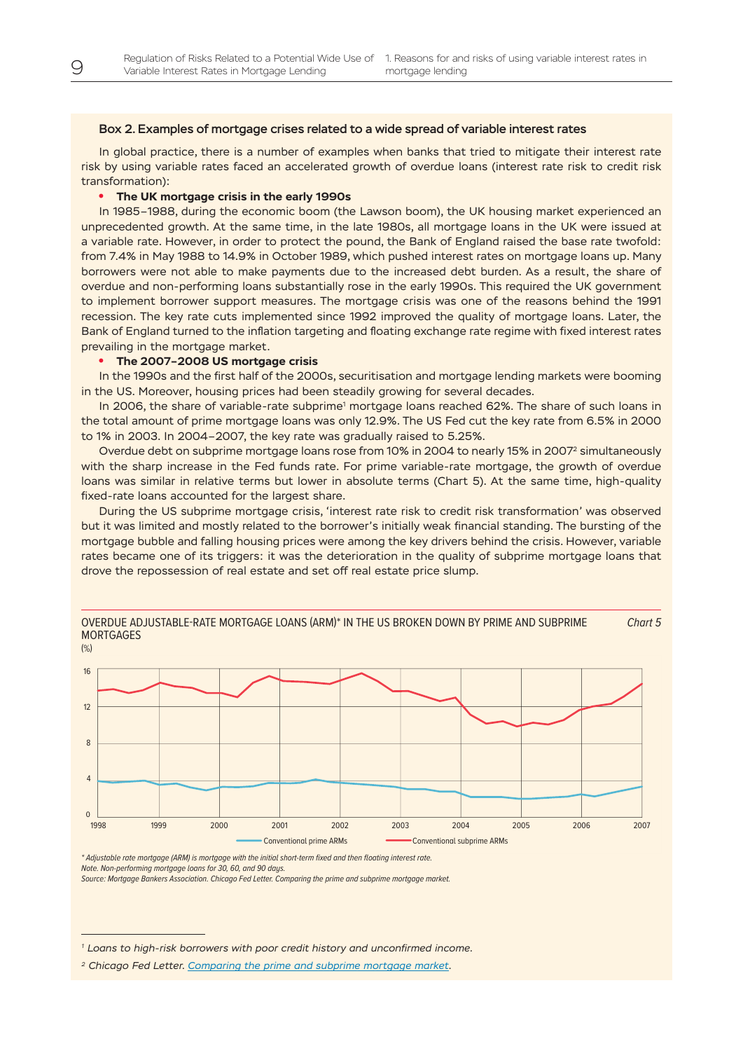### Box 2. Examples of mortgage crises related to a wide spread of variable interest rates

In global practice, there is a number of examples when banks that tried to mitigate their interest rate risk by using variable rates faced an accelerated growth of overdue loans (interest rate risk to credit risk transformation):

- **The UK mortgage crisis in the early 1990s**

In 1985–1988, during the economic boom (the Lawson boom), the UK housing market experienced an unprecedented growth. At the same time, in the late 1980s, all mortgage loans in the UK were issued at a variable rate. However, in order to protect the pound, the Bank of England raised the base rate twofold: from 7.4% in May 1988 to 14.9% in October 1989, which pushed interest rates on mortgage loans up. Many borrowers were not able to make payments due to the increased debt burden. As a result, the share of overdue and non-performing loans substantially rose in the early 1990s. This required the UK government to implement borrower support measures. The mortgage crisis was one of the reasons behind the 1991 recession. The key rate cuts implemented since 1992 improved the quality of mortgage loans. Later, the Bank of England turned to the inflation targeting and floating exchange rate regime with fixed interest rates prevailing in the mortgage market.

- **The 2007–2008 US mortgage crisis**

In the 1990s and the first half of the 2000s, securitisation and mortgage lending markets were booming in the US. Moreover, housing prices had been steadily growing for several decades.

In 2006, the share of variable-rate subprime[1] mortgage loans reached 62%. The share of such loans in the total amount of prime mortgage loans was only 12.9%. The US Fed cut the key rate from 6.5% in 2000 to 1% in 2003. In 2004–2007, the key rate was gradually raised to 5.25%.

Overdue debt on subprime mortgage loans rose from 10% in 2004 to nearly 15% in 2007[2] simultaneously with the sharp increase in the Fed funds rate. For prime variable-rate mortgage, the growth of overdue loans was similar in relative terms but lower in absolute terms (Chart 5). At the same time, high-quality fixed-rate loans accounted for the largest share.

During the US subprime mortgage crisis, 'interest rate risk to credit risk transformation' was observed but it was limited and mostly related to the borrower's initially weak financial standing. The bursting of the mortgage bubble and falling housing prices were among the key drivers behind the crisis. However, variable rates became one of its triggers: it was the deterioration in the quality of subprime mortgage loans that drove the repossession of real estate and set off real estate price slump.

OVERDUE ADJUSTABLE-RATE MORTGAGE LOANS (ARM)* IN THE US BROKEN DOWN BY PRIME AND SUBPRIME MORTGAGES *Chart 5*

(%)

*\* Adjustable rate mortgage (ARM) is mortgage with the initial short-term fixed and then floating interest rate.*
*Note. Non-performing mortgage loans for 30, 60, and 90 days.*
*Source: Mortgage Bankers Association. Chicago Fed Letter. Comparing the prime and subprime mortgage market.*

---

[1] *Loans to high-risk borrowers with poor credit history and unconfirmed income.*

[2] *Chicago Fed Letter. Comparing the prime and subprime mortgage market.*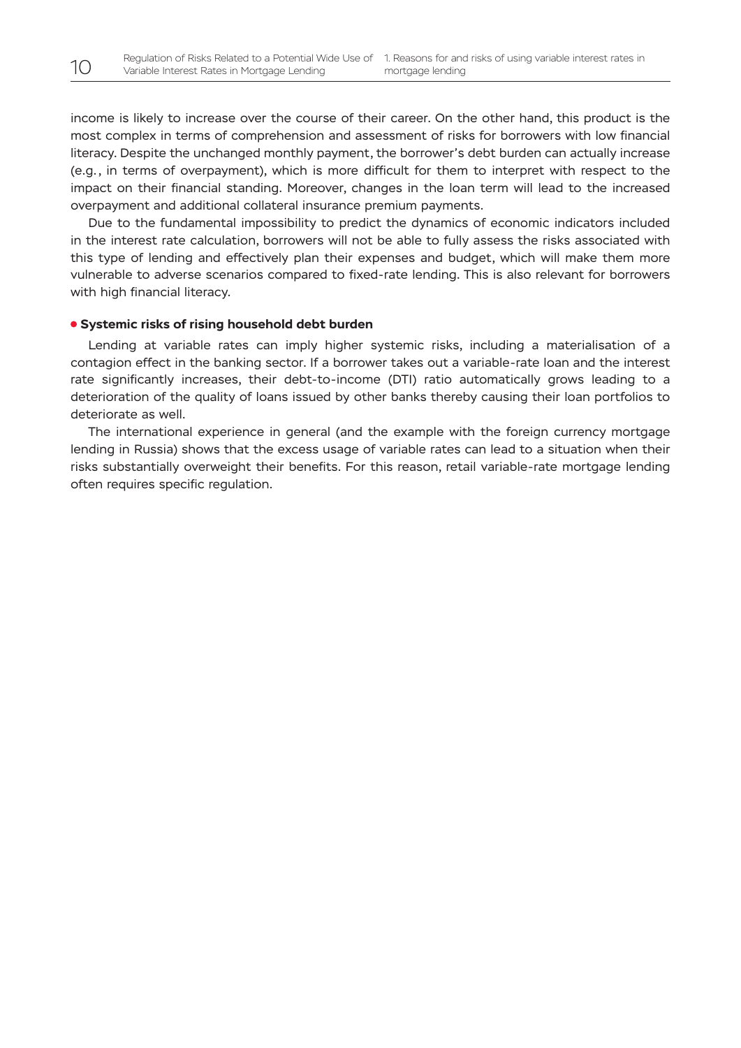income is likely to increase over the course of their career. On the other hand, this product is the most complex in terms of comprehension and assessment of risks for borrowers with low financial literacy. Despite the unchanged monthly payment, the borrower's debt burden can actually increase (e.g., in terms of overpayment), which is more difficult for them to interpret with respect to the impact on their financial standing. Moreover, changes in the loan term will lead to the increased overpayment and additional collateral insurance premium payments.

Due to the fundamental impossibility to predict the dynamics of economic indicators included in the interest rate calculation, borrowers will not be able to fully assess the risks associated with this type of lending and effectively plan their expenses and budget, which will make them more vulnerable to adverse scenarios compared to fixed-rate lending. This is also relevant for borrowers with high financial literacy.

- **Systemic risks of rising household debt burden**

Lending at variable rates can imply higher systemic risks, including a materialisation of a contagion effect in the banking sector. If a borrower takes out a variable-rate loan and the interest rate significantly increases, their debt-to-income (DTI) ratio automatically grows leading to a deterioration of the quality of loans issued by other banks thereby causing their loan portfolios to deteriorate as well.

The international experience in general (and the example with the foreign currency mortgage lending in Russia) shows that the excess usage of variable rates can lead to a situation when their risks substantially overweight their benefits. For this reason, retail variable-rate mortgage lending often requires specific regulation.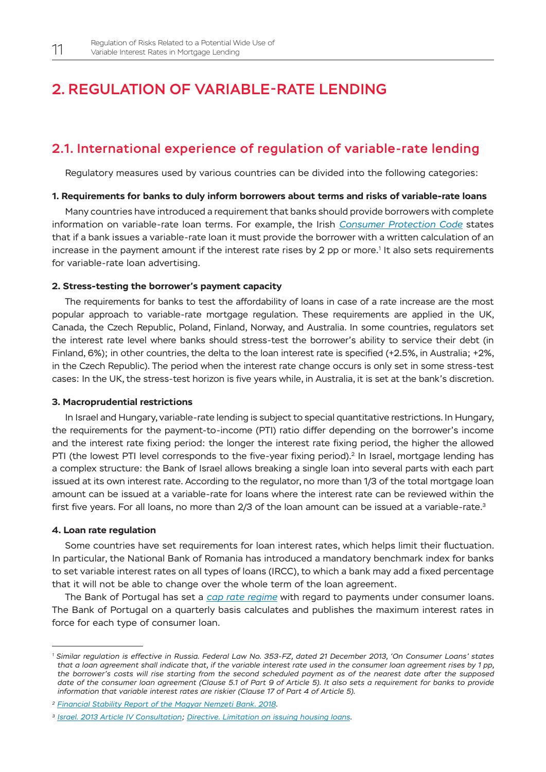# 2. REGULATION OF VARIABLE-RATE LENDING

## 2.1. International experience of regulation of variable-rate lending

Regulatory measures used by various countries can be divided into the following categories:

**1. Requirements for banks to duly inform borrowers about terms and risks of variable-rate loans**

Many countries have introduced a requirement that banks should provide borrowers with complete information on variable-rate loan terms. For example, the Irish *Consumer Protection Code* states that if a bank issues a variable-rate loan it must provide the borrower with a written calculation of an increase in the payment amount if the interest rate rises by 2 pp or more.[1] It also sets requirements for variable-rate loan advertising.

**2. Stress-testing the borrower's payment capacity**

The requirements for banks to test the affordability of loans in case of a rate increase are the most popular approach to variable-rate mortgage regulation. These requirements are applied in the UK, Canada, the Czech Republic, Poland, Finland, Norway, and Australia. In some countries, regulators set the interest rate level where banks should stress-test the borrower's ability to service their debt (in Finland, 6%); in other countries, the delta to the loan interest rate is specified (+2.5%, in Australia; +2%, in the Czech Republic). The period when the interest rate change occurs is only set in some stress-test cases: In the UK, the stress-test horizon is five years while, in Australia, it is set at the bank's discretion.

**3. Macroprudential restrictions**

In Israel and Hungary, variable-rate lending is subject to special quantitative restrictions. In Hungary, the requirements for the payment-to-income (PTI) ratio differ depending on the borrower's income and the interest rate fixing period: the longer the interest rate fixing period, the higher the allowed PTI (the lowest PTI level corresponds to the five-year fixing period).[2] In Israel, mortgage lending has a complex structure: the Bank of Israel allows breaking a single loan into several parts with each part issued at its own interest rate. According to the regulator, no more than 1/3 of the total mortgage loan amount can be issued at a variable-rate for loans where the interest rate can be reviewed within the first five years. For all loans, no more than 2/3 of the loan amount can be issued at a variable-rate.[3]

**4. Loan rate regulation**

Some countries have set requirements for loan interest rates, which helps limit their fluctuation. In particular, the National Bank of Romania has introduced a mandatory benchmark index for banks to set variable interest rates on all types of loans (IRCC), to which a bank may add a fixed percentage that it will not be able to change over the whole term of the loan agreement.

The Bank of Portugal has set a *cap rate regime* with regard to payments under consumer loans. The Bank of Portugal on a quarterly basis calculates and publishes the maximum interest rates in force for each type of consumer loan.

---

[1] *Similar regulation is effective in Russia. Federal Law No. 353-FZ, dated 21 December 2013, 'On Consumer Loans' states that a loan agreement shall indicate that, if the variable interest rate used in the consumer loan agreement rises by 1 pp, the borrower's costs will rise starting from the second scheduled payment as of the nearest date after the supposed date of the consumer loan agreement (Clause 5.1 of Part 9 of Article 5). It also sets a requirement for banks to provide information that variable interest rates are riskier (Clause 17 of Part 4 of Article 5).*

[2] *Financial Stability Report of the Magyar Nemzeti Bank. 2018.*

[3] *Israel. 2013 Article IV Consultation; Directive. Limitation on issuing housing loans.*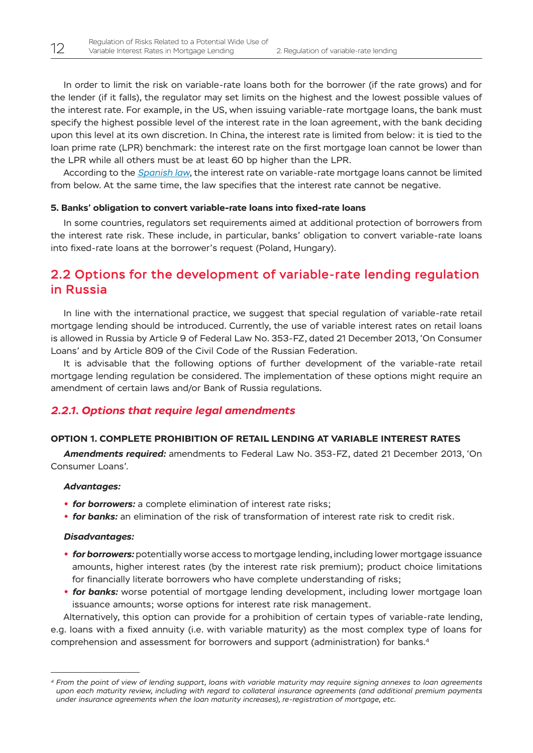In order to limit the risk on variable-rate loans both for the borrower (if the rate grows) and for the lender (if it falls), the regulator may set limits on the highest and the lowest possible values of the interest rate. For example, in the US, when issuing variable-rate mortgage loans, the bank must specify the highest possible level of the interest rate in the loan agreement, with the bank deciding upon this level at its own discretion. In China, the interest rate is limited from below: it is tied to the loan prime rate (LPR) benchmark: the interest rate on the first mortgage loan cannot be lower than the LPR while all others must be at least 60 bp higher than the LPR.

According to the *Spanish law*, the interest rate on variable-rate mortgage loans cannot be limited from below. At the same time, the law specifies that the interest rate cannot be negative.

**5. Banks' obligation to convert variable-rate loans into fixed-rate loans**

In some countries, regulators set requirements aimed at additional protection of borrowers from the interest rate risk. These include, in particular, banks' obligation to convert variable-rate loans into fixed-rate loans at the borrower's request (Poland, Hungary).

## 2.2 Options for the development of variable-rate lending regulation in Russia

In line with the international practice, we suggest that special regulation of variable-rate retail mortgage lending should be introduced. Currently, the use of variable interest rates on retail loans is allowed in Russia by Article 9 of Federal Law No. 353-FZ, dated 21 December 2013, 'On Consumer Loans' and by Article 809 of the Civil Code of the Russian Federation.

It is advisable that the following options of further development of the variable-rate retail mortgage lending regulation be considered. The implementation of these options might require an amendment of certain laws and/or Bank of Russia regulations.

### *2.2.1. Options that require legal amendments*

**OPTION 1. COMPLETE PROHIBITION OF RETAIL LENDING AT VARIABLE INTEREST RATES**

***Amendments required:*** amendments to Federal Law No. 353-FZ, dated 21 December 2013, 'On Consumer Loans'.

***Advantages:***

- ***for borrowers:*** a complete elimination of interest rate risks;
- ***for banks:*** an elimination of the risk of transformation of interest rate risk to credit risk.

***Disadvantages:***

- ***for borrowers:*** potentially worse access to mortgage lending, including lower mortgage issuance amounts, higher interest rates (by the interest rate risk premium); product choice limitations for financially literate borrowers who have complete understanding of risks;
- ***for banks:*** worse potential of mortgage lending development, including lower mortgage loan issuance amounts; worse options for interest rate risk management.

Alternatively, this option can provide for a prohibition of certain types of variable-rate lending, e.g. loans with a fixed annuity (i.e. with variable maturity) as the most complex type of loans for comprehension and assessment for borrowers and support (administration) for banks.[4]

---

[4] *From the point of view of lending support, loans with variable maturity may require signing annexes to loan agreements upon each maturity review, including with regard to collateral insurance agreements (and additional premium payments under insurance agreements when the loan maturity increases), re-registration of mortgage, etc.*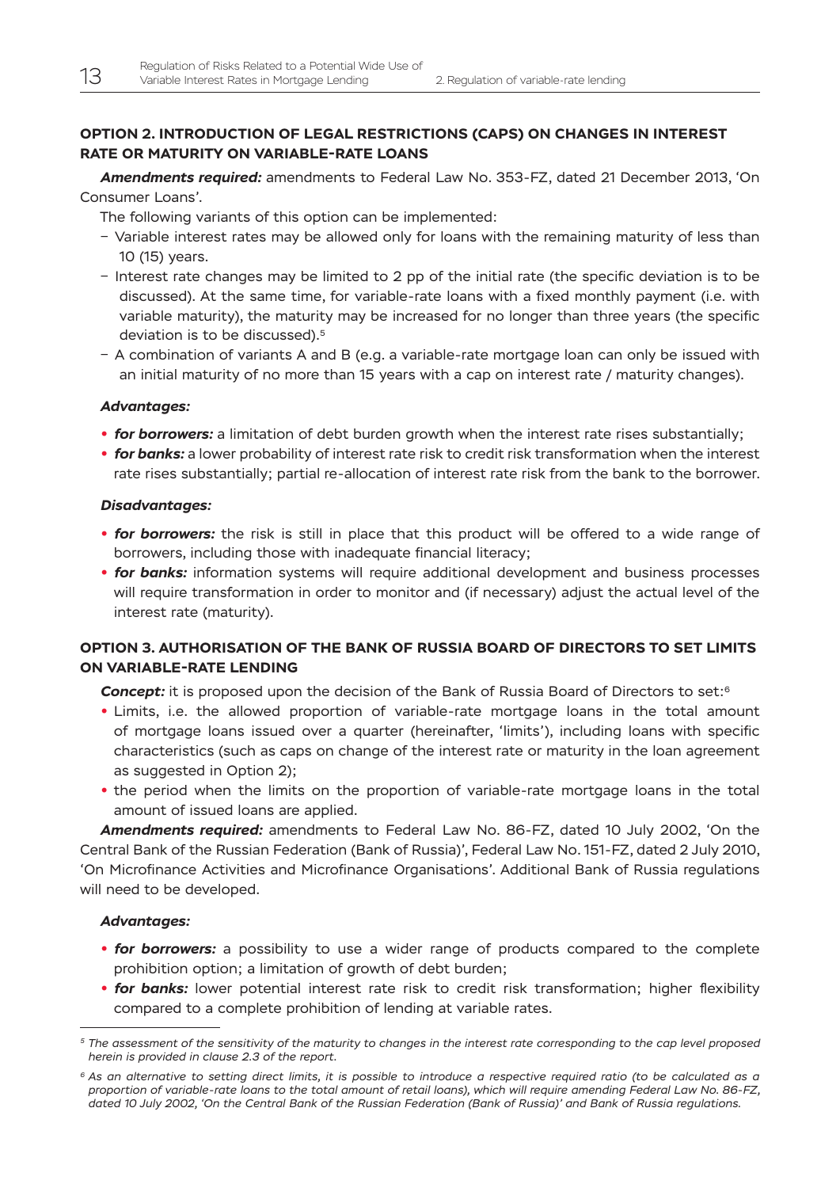### OPTION 2. INTRODUCTION OF LEGAL RESTRICTIONS (CAPS) ON CHANGES IN INTEREST RATE OR MATURITY ON VARIABLE-RATE LOANS

***Amendments required:*** amendments to Federal Law No. 353-FZ, dated 21 December 2013, 'On Consumer Loans'.

The following variants of this option can be implemented:

- Variable interest rates may be allowed only for loans with the remaining maturity of less than 10 (15) years.
- Interest rate changes may be limited to 2 pp of the initial rate (the specific deviation is to be discussed). At the same time, for variable-rate loans with a fixed monthly payment (i.e. with variable maturity), the maturity may be increased for no longer than three years (the specific deviation is to be discussed).[5]
- A combination of variants A and B (e.g. a variable-rate mortgage loan can only be issued with an initial maturity of no more than 15 years with a cap on interest rate / maturity changes).

***Advantages:***

- ***for borrowers:*** a limitation of debt burden growth when the interest rate rises substantially;
- ***for banks:*** a lower probability of interest rate risk to credit risk transformation when the interest rate rises substantially; partial re-allocation of interest rate risk from the bank to the borrower.

***Disadvantages:***

- ***for borrowers:*** the risk is still in place that this product will be offered to a wide range of borrowers, including those with inadequate financial literacy;
- ***for banks:*** information systems will require additional development and business processes will require transformation in order to monitor and (if necessary) adjust the actual level of the interest rate (maturity).

### OPTION 3. AUTHORISATION OF THE BANK OF RUSSIA BOARD OF DIRECTORS TO SET LIMITS ON VARIABLE-RATE LENDING

***Concept:*** it is proposed upon the decision of the Bank of Russia Board of Directors to set:[6]

- Limits, i.e. the allowed proportion of variable-rate mortgage loans in the total amount of mortgage loans issued over a quarter (hereinafter, 'limits'), including loans with specific characteristics (such as caps on change of the interest rate or maturity in the loan agreement as suggested in Option 2);
- the period when the limits on the proportion of variable-rate mortgage loans in the total amount of issued loans are applied.

***Amendments required:*** amendments to Federal Law No. 86-FZ, dated 10 July 2002, 'On the Central Bank of the Russian Federation (Bank of Russia)', Federal Law No. 151-FZ, dated 2 July 2010, 'On Microfinance Activities and Microfinance Organisations'. Additional Bank of Russia regulations will need to be developed.

***Advantages:***

- ***for borrowers:*** a possibility to use a wider range of products compared to the complete prohibition option; a limitation of growth of debt burden;
- ***for banks:*** lower potential interest rate risk to credit risk transformation; higher flexibility compared to a complete prohibition of lending at variable rates.

---

*[5] The assessment of the sensitivity of the maturity to changes in the interest rate corresponding to the cap level proposed herein is provided in clause 2.3 of the report.*

*[6] As an alternative to setting direct limits, it is possible to introduce a respective required ratio (to be calculated as a proportion of variable-rate loans to the total amount of retail loans), which will require amending Federal Law No. 86-FZ, dated 10 July 2002, 'On the Central Bank of the Russian Federation (Bank of Russia)' and Bank of Russia regulations.*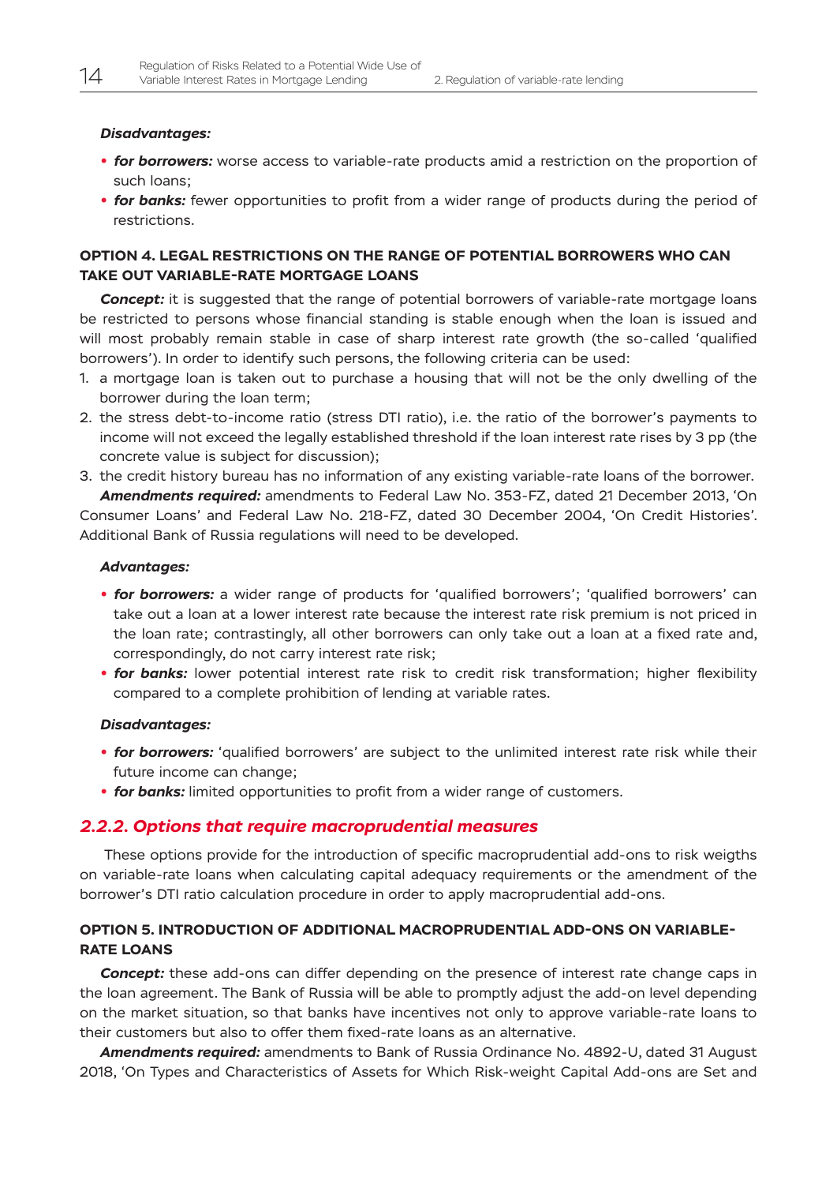***Disadvantages:***

- ***for borrowers:*** worse access to variable-rate products amid a restriction on the proportion of such loans;
- ***for banks:*** fewer opportunities to profit from a wider range of products during the period of restrictions.

**OPTION 4. LEGAL RESTRICTIONS ON THE RANGE OF POTENTIAL BORROWERS WHO CAN TAKE OUT VARIABLE-RATE MORTGAGE LOANS**

***Concept:*** it is suggested that the range of potential borrowers of variable-rate mortgage loans be restricted to persons whose financial standing is stable enough when the loan is issued and will most probably remain stable in case of sharp interest rate growth (the so-called 'qualified borrowers'). In order to identify such persons, the following criteria can be used:

1. a mortgage loan is taken out to purchase a housing that will not be the only dwelling of the borrower during the loan term;
2. the stress debt-to-income ratio (stress DTI ratio), i.e. the ratio of the borrower's payments to income will not exceed the legally established threshold if the loan interest rate rises by 3 pp (the concrete value is subject for discussion);
3. the credit history bureau has no information of any existing variable-rate loans of the borrower.

***Amendments required:*** amendments to Federal Law No. 353-FZ, dated 21 December 2013, 'On Consumer Loans' and Federal Law No. 218-FZ, dated 30 December 2004, 'On Credit Histories'. Additional Bank of Russia regulations will need to be developed.

***Advantages:***

- ***for borrowers:*** a wider range of products for 'qualified borrowers'; 'qualified borrowers' can take out a loan at a lower interest rate because the interest rate risk premium is not priced in the loan rate; contrastingly, all other borrowers can only take out a loan at a fixed rate and, correspondingly, do not carry interest rate risk;
- ***for banks:*** lower potential interest rate risk to credit risk transformation; higher flexibility compared to a complete prohibition of lending at variable rates.

***Disadvantages:***

- ***for borrowers:*** 'qualified borrowers' are subject to the unlimited interest rate risk while their future income can change;
- ***for banks:*** limited opportunities to profit from a wider range of customers.

### *2.2.2. Options that require macroprudential measures*

These options provide for the introduction of specific macroprudential add-ons to risk weigths on variable-rate loans when calculating capital adequacy requirements or the amendment of the borrower's DTI ratio calculation procedure in order to apply macroprudential add-ons.

**OPTION 5. INTRODUCTION OF ADDITIONAL MACROPRUDENTIAL ADD-ONS ON VARIABLE-RATE LOANS**

***Concept:*** these add-ons can differ depending on the presence of interest rate change caps in the loan agreement. The Bank of Russia will be able to promptly adjust the add-on level depending on the market situation, so that banks have incentives not only to approve variable-rate loans to their customers but also to offer them fixed-rate loans as an alternative.

***Amendments required:*** amendments to Bank of Russia Ordinance No. 4892-U, dated 31 August 2018, 'On Types and Characteristics of Assets for Which Risk-weight Capital Add-ons are Set and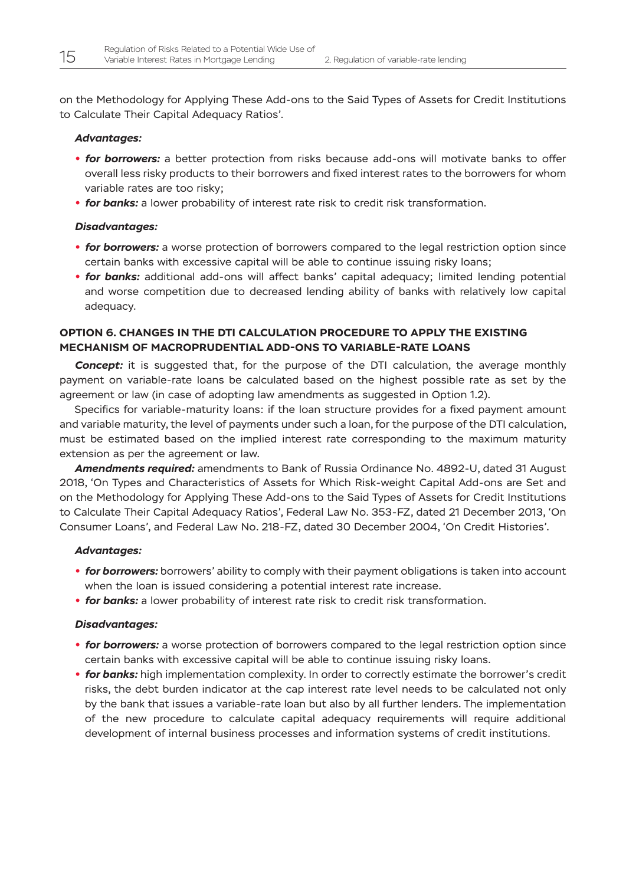on the Methodology for Applying These Add-ons to the Said Types of Assets for Credit Institutions to Calculate Their Capital Adequacy Ratios'.

***Advantages:***

- ***for borrowers:*** a better protection from risks because add-ons will motivate banks to offer overall less risky products to their borrowers and fixed interest rates to the borrowers for whom variable rates are too risky;
- ***for banks:*** a lower probability of interest rate risk to credit risk transformation.

***Disadvantages:***

- ***for borrowers:*** a worse protection of borrowers compared to the legal restriction option since certain banks with excessive capital will be able to continue issuing risky loans;
- ***for banks:*** additional add-ons will affect banks' capital adequacy; limited lending potential and worse competition due to decreased lending ability of banks with relatively low capital adequacy.

### OPTION 6. CHANGES IN THE DTI CALCULATION PROCEDURE TO APPLY THE EXISTING MECHANISM OF MACROPRUDENTIAL ADD-ONS TO VARIABLE-RATE LOANS

***Concept:*** it is suggested that, for the purpose of the DTI calculation, the average monthly payment on variable-rate loans be calculated based on the highest possible rate as set by the agreement or law (in case of adopting law amendments as suggested in Option 1.2).

Specifics for variable-maturity loans: if the loan structure provides for a fixed payment amount and variable maturity, the level of payments under such a loan, for the purpose of the DTI calculation, must be estimated based on the implied interest rate corresponding to the maximum maturity extension as per the agreement or law.

***Amendments required:*** amendments to Bank of Russia Ordinance No. 4892-U, dated 31 August 2018, 'On Types and Characteristics of Assets for Which Risk-weight Capital Add-ons are Set and on the Methodology for Applying These Add-ons to the Said Types of Assets for Credit Institutions to Calculate Their Capital Adequacy Ratios', Federal Law No. 353-FZ, dated 21 December 2013, 'On Consumer Loans', and Federal Law No. 218-FZ, dated 30 December 2004, 'On Credit Histories'.

***Advantages:***

- ***for borrowers:*** borrowers' ability to comply with their payment obligations is taken into account when the loan is issued considering a potential interest rate increase.
- ***for banks:*** a lower probability of interest rate risk to credit risk transformation.

***Disadvantages:***

- ***for borrowers:*** a worse protection of borrowers compared to the legal restriction option since certain banks with excessive capital will be able to continue issuing risky loans.
- ***for banks:*** high implementation complexity. In order to correctly estimate the borrower's credit risks, the debt burden indicator at the cap interest rate level needs to be calculated not only by the bank that issues a variable-rate loan but also by all further lenders. The implementation of the new procedure to calculate capital adequacy requirements will require additional development of internal business processes and information systems of credit institutions.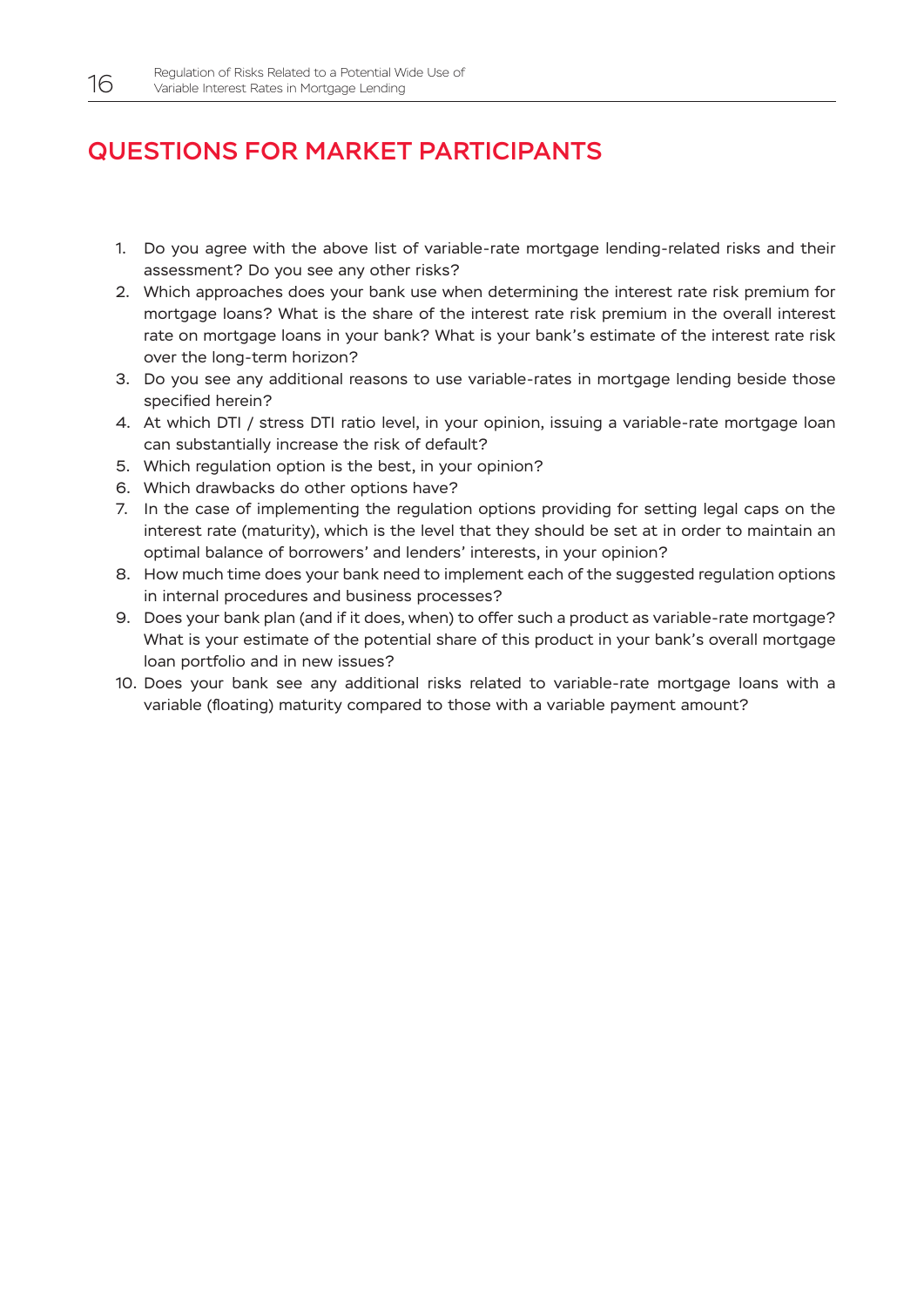## QUESTIONS FOR MARKET PARTICIPANTS

1. Do you agree with the above list of variable-rate mortgage lending-related risks and their assessment? Do you see any other risks?
2. Which approaches does your bank use when determining the interest rate risk premium for mortgage loans? What is the share of the interest rate risk premium in the overall interest rate on mortgage loans in your bank? What is your bank's estimate of the interest rate risk over the long-term horizon?
3. Do you see any additional reasons to use variable-rates in mortgage lending beside those specified herein?
4. At which DTI / stress DTI ratio level, in your opinion, issuing a variable-rate mortgage loan can substantially increase the risk of default?
5. Which regulation option is the best, in your opinion?
6. Which drawbacks do other options have?
7. In the case of implementing the regulation options providing for setting legal caps on the interest rate (maturity), which is the level that they should be set at in order to maintain an optimal balance of borrowers' and lenders' interests, in your opinion?
8. How much time does your bank need to implement each of the suggested regulation options in internal procedures and business processes?
9. Does your bank plan (and if it does, when) to offer such a product as variable-rate mortgage? What is your estimate of the potential share of this product in your bank's overall mortgage loan portfolio and in new issues?
10. Does your bank see any additional risks related to variable-rate mortgage loans with a variable (floating) maturity compared to those with a variable payment amount?